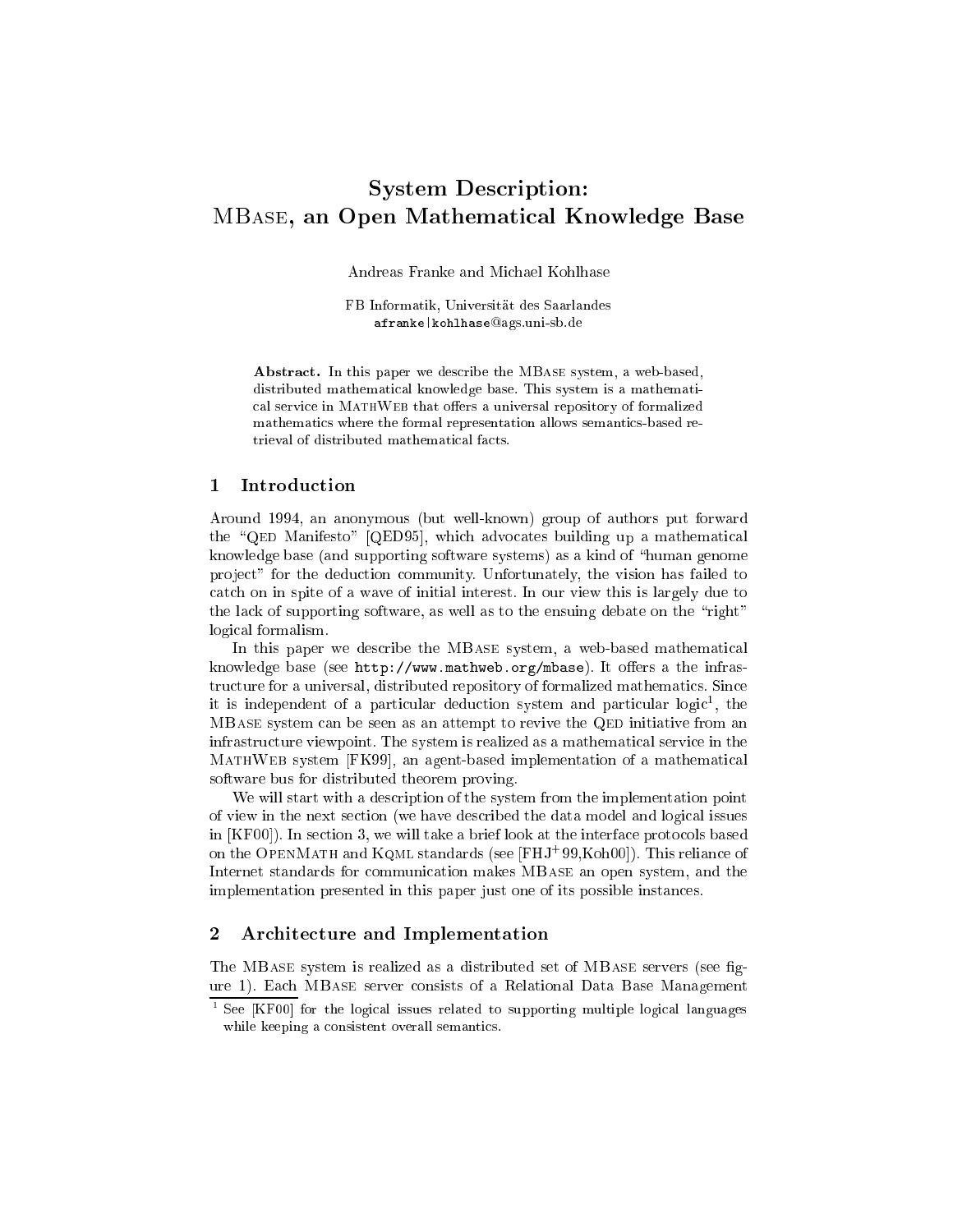# System Description: MBase, an Open Mathematical Knowledge Base

Andreas Franke and Michael Kohlhase

FB Informatik, Universität des Saarlandes
afranke|kohlhase@ags.uni-sb.de

**Abstract.** In this paper we describe the MBase system, a web-based, distributed mathematical knowledge base. This system is a mathematical service in MathWeb that offers a universal repository of formalized mathematics where the formal representation allows semantics-based retrieval of distributed mathematical facts.

## 1 Introduction

Around 1994, an anonymous (but well-known) group of authors put forward the "Qed Manifesto" [QED95], which advocates building up a mathematical knowledge base (and supporting software systems) as a kind of "human genome project" for the deduction community. Unfortunately, the vision has failed to catch on in spite of a wave of initial interest. In our view this is largely due to the lack of supporting software, as well as to the ensuing debate on the "right" logical formalism.

In this paper we describe the MBase system, a web-based mathematical knowledge base (see `http://www.mathweb.org/mbase`). It offers a the infrastructure for a universal, distributed repository of formalized mathematics. Since it is independent of a particular deduction system and particular logic[1], the MBase system can be seen as an attempt to revive the Qed initiative from an infrastructure viewpoint. The system is realized as a mathematical service in the MathWeb system [FK99], an agent-based implementation of a mathematical software bus for distributed theorem proving.

We will start with a description of the system from the implementation point of view in the next section (we have described the data model and logical issues in [KF00]). In section 3, we will take a brief look at the interface protocols based on the OpenMath and Kqml standards (see [FHJ+99,Koh00]). This reliance of Internet standards for communication makes MBase an open system, and the implementation presented in this paper just one of its possible instances.

## 2 Architecture and Implementation

The MBase system is realized as a distributed set of MBase servers (see figure 1). Each MBase server consists of a Relational Data Base Management

[1] See [KF00] for the logical issues related to supporting multiple logical languages while keeping a consistent overall semantics.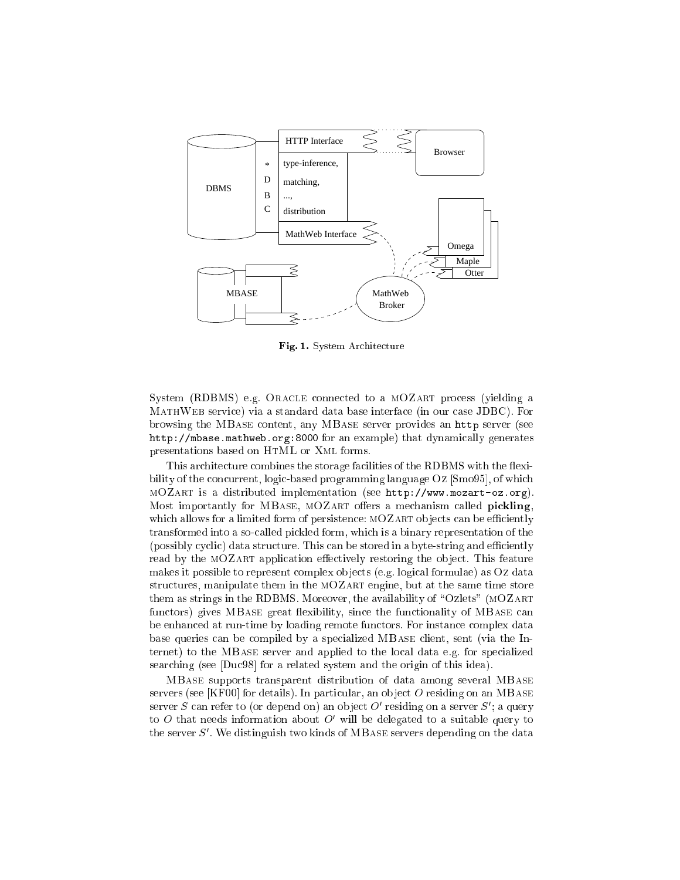HTTP Interface

Browser

DBMS

*
D
B
C

type-inference,

matching,

...,

distribution

MathWeb Interface

Omega

Maple

Otter

MBASE

MathWeb
Broker

**Fig. 1.** System Architecture

System (RDBMS) e.g. Oracle connected to a mOZart process (yielding a MathWeb service) via a standard data base interface (in our case JDBC). For browsing the MBase content, any MBase server provides an `http` server (see `http://mbase.mathweb.org:8000` for an example) that dynamically generates presentations based on Html or Xml forms.

This architecture combines the storage facilities of the RDBMS with the flexibility of the concurrent, logic-based programming language Oz [Smo95], of which mOZart is a distributed implementation (see `http://www.mozart-oz.org`). Most importantly for MBase, mOZart offers a mechanism called **pickling**, which allows for a limited form of persistence: mOZart objects can be efficiently transformed into a so-called pickled form, which is a binary representation of the (possibly cyclic) data structure. This can be stored in a byte-string and efficiently read by the mOZart application effectively restoring the object. This feature makes it possible to represent complex objects (e.g. logical formulae) as Oz data structures, manipulate them in the mOZart engine, but at the same time store them as strings in the RDBMS. Moreover, the availability of "Ozlets" (mOZart functors) gives MBase great flexibility, since the functionality of MBase can be enhanced at run-time by loading remote functors. For instance complex data base queries can be compiled by a specialized MBase client, sent (via the Internet) to the MBase server and applied to the local data e.g. for specialized searching (see [Duc98] for a related system and the origin of this idea).

MBase supports transparent distribution of data among several MBase servers (see [KF00] for details). In particular, an object $O$ residing on an MBase server $S$ can refer to (or depend on) an object $O'$ residing on a server $S'$; a query to $O$ that needs information about $O'$ will be delegated to a suitable query to the server $S'$. We distinguish two kinds of MBase servers depending on the data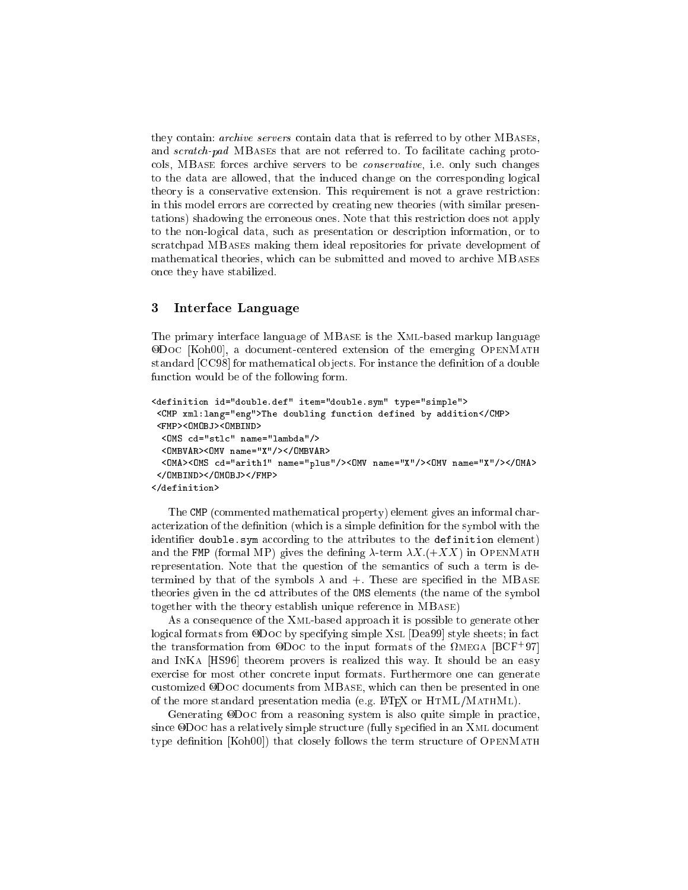they contain: *archive servers* contain data that is referred to by other MBases, and *scratch-pad* MBases that are not referred to. To facilitate caching protocols, MBase forces archive servers to be *conservative*, i.e. only such changes to the data are allowed, that the induced change on the corresponding logical theory is a conservative extension. This requirement is not a grave restriction: in this model errors are corrected by creating new theories (with similar presentations) shadowing the erroneous ones. Note that this restriction does not apply to the non-logical data, such as presentation or description information, or to scratchpad MBases making them ideal repositories for private development of mathematical theories, which can be submitted and moved to archive MBases once they have stabilized.

## 3 Interface Language

The primary interface language of MBase is the Xml-based markup language OMDoc [Koh00], a document-centered extension of the emerging OpenMath standard [CC98] for mathematical objects. For instance the definition of a double function would be of the following form.

```
<definition id="double.def" item="double.sym" type="simple">
 <CMP xml:lang="eng">The doubling function defined by addition</CMP>
 <FMP><OMOBJ><OMBIND>
  <OMS cd="stlc" name="lambda"/>
  <OMBVAR><OMV name="X"/></OMBVAR>
  <OMA><OMS cd="arith1" name="plus"/><OMV name="X"/><OMV name="X"/></OMA>
 </OMBIND></OMOBJ></FMP>
</definition>
```

The CMP (commented mathematical property) element gives an informal characterization of the definition (which is a simple definition for the symbol with the identifier double.sym according to the attributes to the definition element) and the FMP (formal MP) gives the defining $\lambda$-term $\lambda X.(+XX)$ in OpenMath representation. Note that the question of the semantics of such a term is determined by that of the symbols $\lambda$ and $+$. These are specified in the MBase theories given in the cd attributes of the OMS elements (the name of the symbol together with the theory establish unique reference in MBase)

As a consequence of the Xml-based approach it is possible to generate other logical formats from OMDoc by specifying simple Xsl [Dea99] style sheets; in fact the transformation from OMDoc to the input formats of the $\Omega$mega [BCF$^{+}$97] and InKa [HS96] theorem provers is realized this way. It should be an easy exercise for most other concrete input formats. Furthermore one can generate customized OMDoc documents from MBase, which can then be presented in one of the more standard presentation media (e.g. LaTeX or HTML/MathMl).

Generating OMDoc from a reasoning system is also quite simple in practice, since OMDoc has a relatively simple structure (fully specified in an Xml document type definition [Koh00]) that closely follows the term structure of OpenMath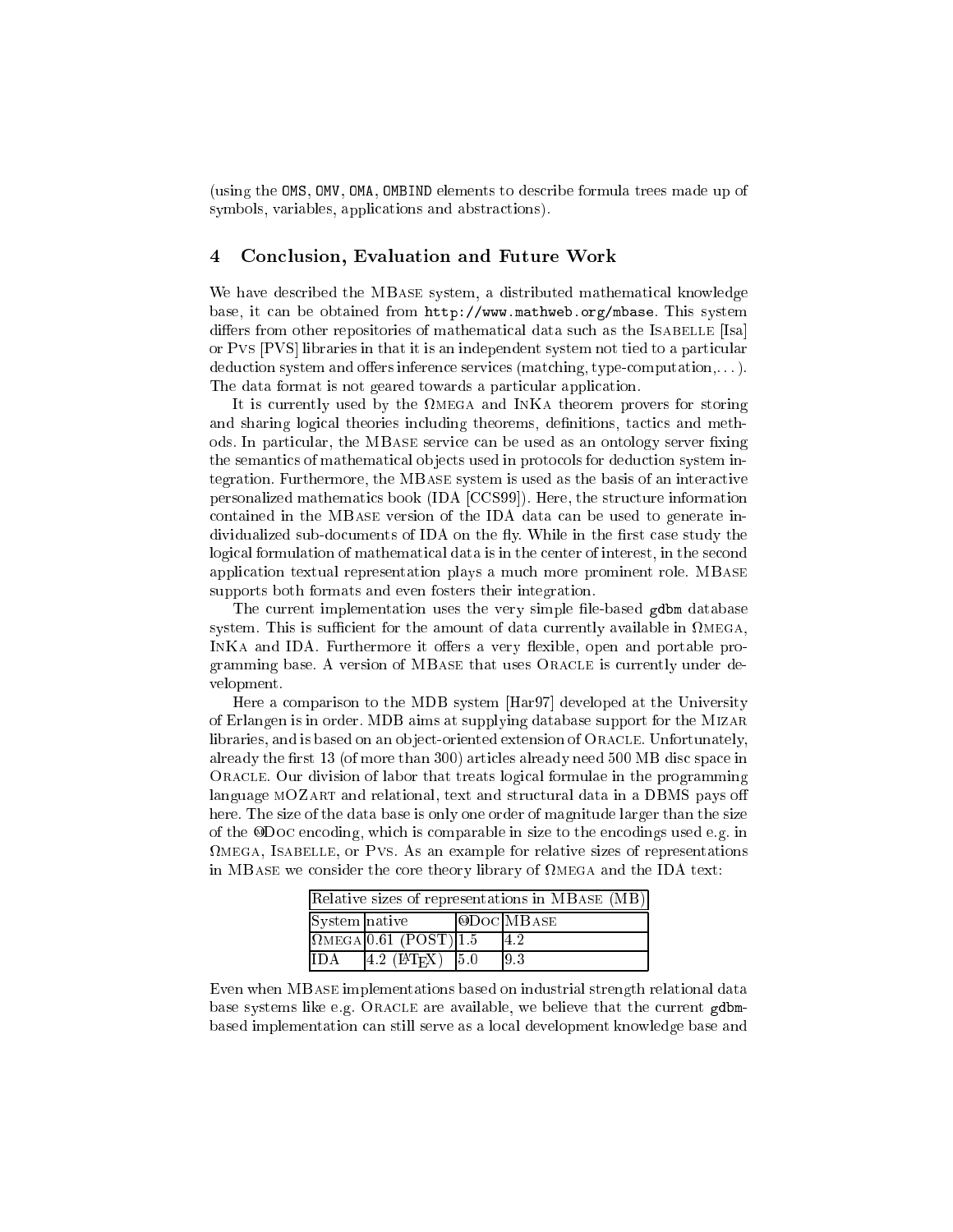(using the OMS, OMV, OMA, OMBIND elements to describe formula trees made up of symbols, variables, applications and abstractions).

## 4 Conclusion, Evaluation and Future Work

We have described the MBase system, a distributed mathematical knowledge base, it can be obtained from http://www.mathweb.org/mbase. This system differs from other repositories of mathematical data such as the Isabelle [Isa] or Pvs [PVS] libraries in that it is an independent system not tied to a particular deduction system and offers inference services (matching, type-computation,...). The data format is not geared towards a particular application.

It is currently used by the ΩMega and InKa theorem provers for storing and sharing logical theories including theorems, definitions, tactics and methods. In particular, the MBase service can be used as an ontology server fixing the semantics of mathematical objects used in protocols for deduction system integration. Furthermore, the MBase system is used as the basis of an interactive personalized mathematics book (IDA [CCS99]). Here, the structure information contained in the MBase version of the IDA data can be used to generate individualized sub-documents of IDA on the fly. While in the first case study the logical formulation of mathematical data is in the center of interest, in the second application textual representation plays a much more prominent role. MBase supports both formats and even fosters their integration.

The current implementation uses the very simple file-based gdbm database system. This is sufficient for the amount of data currently available in ΩMega, InKa and IDA. Furthermore it offers a very flexible, open and portable programming base. A version of MBase that uses Oracle is currently under development.

Here a comparison to the MDB system [Har97] developed at the University of Erlangen is in order. MDB aims at supplying database support for the Mizar libraries, and is based on an object-oriented extension of Oracle. Unfortunately, already the first 13 (of more than 300) articles already need 500 MB disc space in Oracle. Our division of labor that treats logical formulae in the programming language mOZart and relational, text and structural data in a DBMS pays off here. The size of the data base is only one order of magnitude larger than the size of the OMDoc encoding, which is comparable in size to the encodings used e.g. in ΩMega, Isabelle, or Pvs. As an example for relative sizes of representations in MBase we consider the core theory library of ΩMega and the IDA text:

| Relative sizes of representations in MBase (MB) | | | |
|---|---|---|---|
| System | native | OMDoc | MBase |
| ΩMega | 0.61 (POST) | 1.5 | 4.2 |
| IDA | 4.2 (LaTeX) | 5.0 | 9.3 |

Even when MBase implementations based on industrial strength relational data base systems like e.g. Oracle are available, we believe that the current gdbm-based implementation can still serve as a local development knowledge base and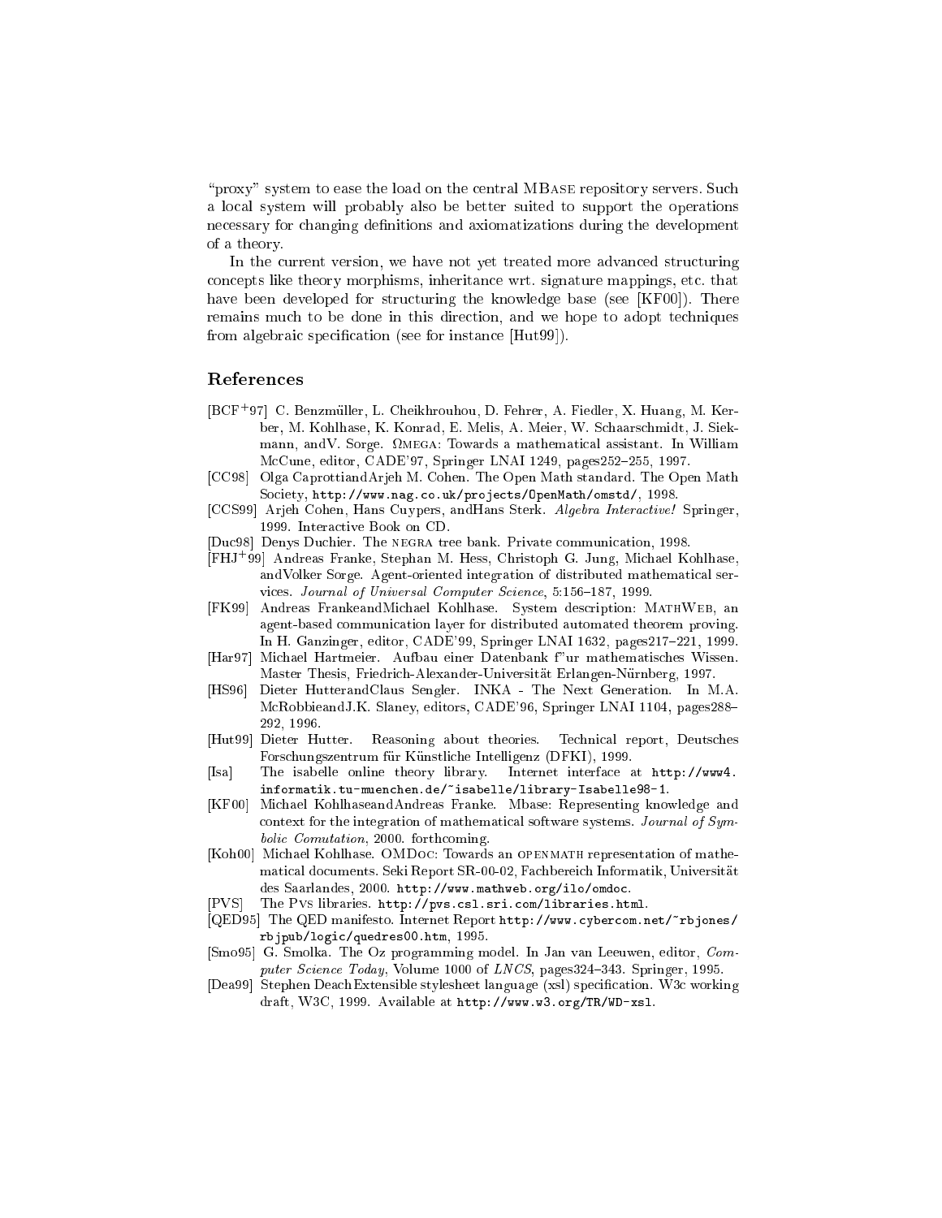"proxy" system to ease the load on the central MBase repository servers. Such a local system will probably also be better suited to support the operations necessary for changing definitions and axiomatizations during the development of a theory.

In the current version, we have not yet treated more advanced structuring concepts like theory morphisms, inheritance wrt. signature mappings, etc. that have been developed for structuring the knowledge base (see [KF00]). There remains much to be done in this direction, and we hope to adopt techniques from algebraic specification (see for instance [Hut99]).

## References

- [BCF+97] C. Benzmüller, L. Cheikhrouhou, D. Fehrer, A. Fiedler, X. Huang, M. Kerber, M. Kohlhase, K. Konrad, E. Melis, A. Meier, W. Schaarschmidt, J. Siekmann, andV. Sorge. ΩMEGA: Towards a mathematical assistant. In William McCune, editor, CADE'97, Springer LNAI 1249, pages252–255, 1997.
- [CC98] Olga CaprottiandArjeh M. Cohen. The Open Math standard. The Open Math Society, http://www.nag.co.uk/projects/OpenMath/omstd/, 1998.
- [CCS99] Arjeh Cohen, Hans Cuypers, andHans Sterk. *Algebra Interactive!* Springer, 1999. Interactive Book on CD.
- [Duc98] Denys Duchier. The NEGRA tree bank. Private communication, 1998.
- [FHJ+99] Andreas Franke, Stephan M. Hess, Christoph G. Jung, Michael Kohlhase, andVolker Sorge. Agent-oriented integration of distributed mathematical services. *Journal of Universal Computer Science*, 5:156–187, 1999.
- [FK99] Andreas FrankeandMichael Kohlhase. System description: MATHWEB, an agent-based communication layer for distributed automated theorem proving. In H. Ganzinger, editor, CADE'99, Springer LNAI 1632, pages217–221, 1999.
- [Har97] Michael Hartmeier. Aufbau einer Datenbank f"ur mathematisches Wissen. Master Thesis, Friedrich-Alexander-Universität Erlangen-Nürnberg, 1997.
- [HS96] Dieter HutterandClaus Sengler. INKA - The Next Generation. In M.A. McRobbieandJ.K. Slaney, editors, CADE'96, Springer LNAI 1104, pages288–292, 1996.
- [Hut99] Dieter Hutter. Reasoning about theories. Technical report, Deutsches Forschungszentrum für Künstliche Intelligenz (DFKI), 1999.
- [Isa] The isabelle online theory library. Internet interface at http://www4.informatik.tu-muenchen.de/~isabelle/library-Isabelle98-1.
- [KF00] Michael KohlhaseandAndreas Franke. Mbase: Representing knowledge and context for the integration of mathematical software systems. *Journal of Symbolic Comutation*, 2000. forthcoming.
- [Koh00] Michael Kohlhase. OMDOC: Towards an OPENMATH representation of mathematical documents. Seki Report SR-00-02, Fachbereich Informatik, Universität des Saarlandes, 2000. http://www.mathweb.org/ilo/omdoc.
- [PVS] The PVS libraries. http://pvs.csl.sri.com/libraries.html.
- [QED95] The QED manifesto. Internet Report http://www.cybercom.net/~rbjones/rbjpub/logic/quedres00.htm, 1995.
- [Smo95] G. Smolka. The Oz programming model. In Jan van Leeuwen, editor, *Computer Science Today*, Volume 1000 of *LNCS*, pages324–343. Springer, 1995.
- [Dea99] Stephen DeachExtensible stylesheet language (xsl) specification. W3c working draft, W3C, 1999. Available at http://www.w3.org/TR/WD-xsl.